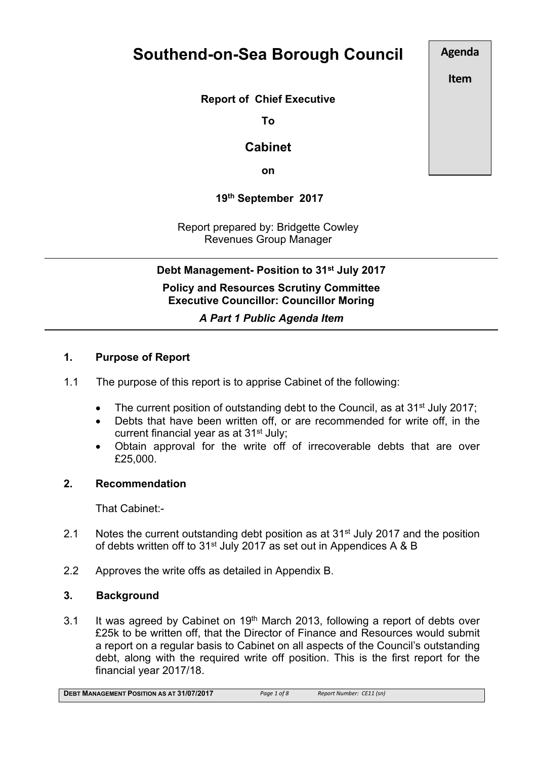# Southend-on-Sea Borough Council

**Agenda Item**

**Report of Chief Executive**

**To**

## Cabinet

**on**

**19th September 2017**

Report prepared by: Bridgette Cowley
Revenues Group Manager

---

**Debt Management- Position to 31st July 2017**

**Policy and Resources Scrutiny Committee**
**Executive Councillor: Councillor Moring**

***A Part 1 Public Agenda Item***

---

### 1. Purpose of Report

1.1 The purpose of this report is to apprise Cabinet of the following:

- The current position of outstanding debt to the Council, as at 31st July 2017;
- Debts that have been written off, or are recommended for write off, in the current financial year as at 31st July;
- Obtain approval for the write off of irrecoverable debts that are over £25,000.

### 2. Recommendation

That Cabinet:-

2.1 Notes the current outstanding debt position as at 31st July 2017 and the position of debts written off to 31st July 2017 as set out in Appendices A & B

2.2 Approves the write offs as detailed in Appendix B.

### 3. Background

3.1 It was agreed by Cabinet on 19th March 2013, following a report of debts over £25k to be written off, that the Director of Finance and Resources would submit a report on a regular basis to Cabinet on all aspects of the Council's outstanding debt, along with the required write off position. This is the first report for the financial year 2017/18.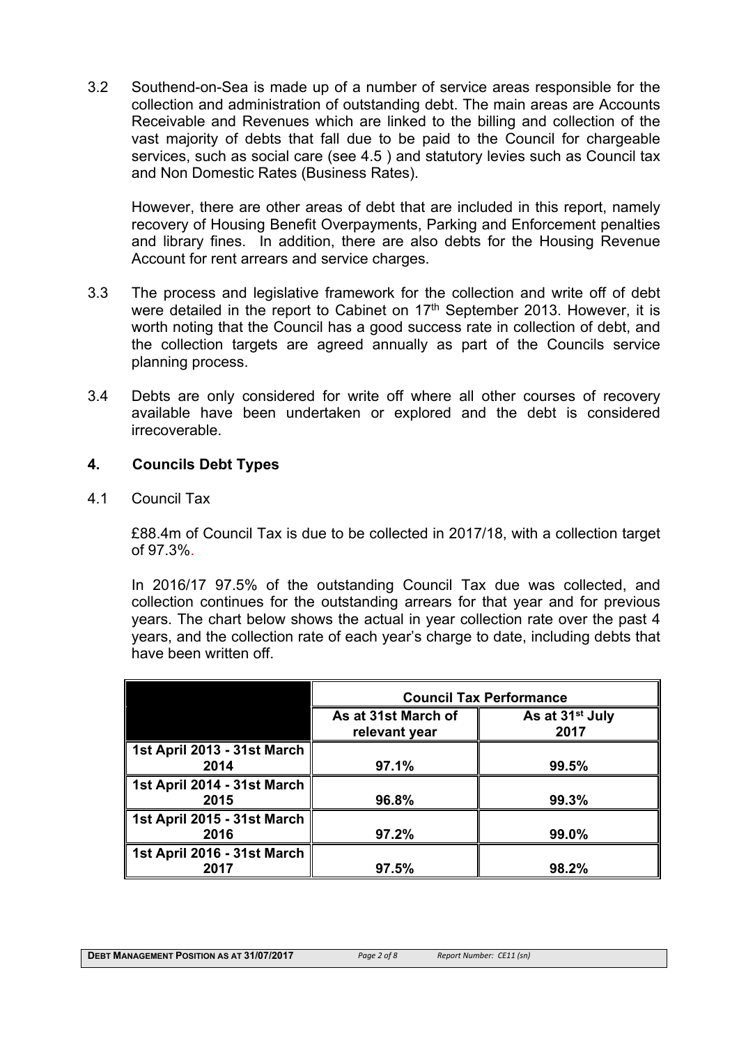3.2 Southend-on-Sea is made up of a number of service areas responsible for the collection and administration of outstanding debt. The main areas are Accounts Receivable and Revenues which are linked to the billing and collection of the vast majority of debts that fall due to be paid to the Council for chargeable services, such as social care (see 4.5 ) and statutory levies such as Council tax and Non Domestic Rates (Business Rates).

However, there are other areas of debt that are included in this report, namely recovery of Housing Benefit Overpayments, Parking and Enforcement penalties and library fines. In addition, there are also debts for the Housing Revenue Account for rent arrears and service charges.

3.3 The process and legislative framework for the collection and write off of debt were detailed in the report to Cabinet on 17th September 2013. However, it is worth noting that the Council has a good success rate in collection of debt, and the collection targets are agreed annually as part of the Councils service planning process.

3.4 Debts are only considered for write off where all other courses of recovery available have been undertaken or explored and the debt is considered irrecoverable.

## 4. Councils Debt Types

4.1 Council Tax

£88.4m of Council Tax is due to be collected in 2017/18, with a collection target of 97.3%.

In 2016/17 97.5% of the outstanding Council Tax due was collected, and collection continues for the outstanding arrears for that year and for previous years. The chart below shows the actual in year collection rate over the past 4 years, and the collection rate of each year's charge to date, including debts that have been written off.

| | **Council Tax Performance** | |
|---|---|---|
| | **As at 31st March of relevant year** | **As at 31st July 2017** |
| **1st April 2013 - 31st March 2014** | **97.1%** | **99.5%** |
| **1st April 2014 - 31st March 2015** | **96.8%** | **99.3%** |
| **1st April 2015 - 31st March 2016** | **97.2%** | **99.0%** |
| **1st April 2016 - 31st March 2017** | **97.5%** | **98.2%** |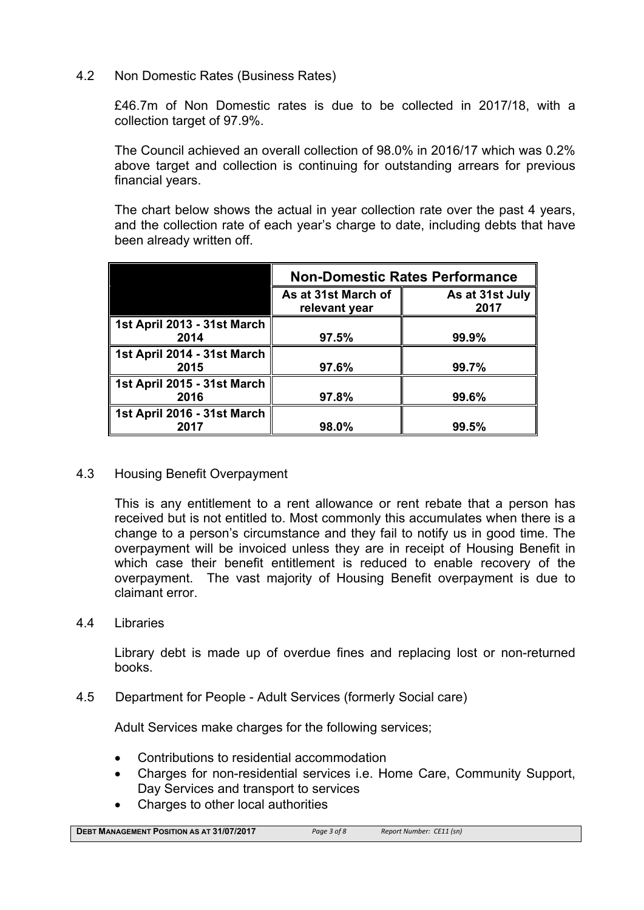## 4.2 Non Domestic Rates (Business Rates)

£46.7m of Non Domestic rates is due to be collected in 2017/18, with a collection target of 97.9%.

The Council achieved an overall collection of 98.0% in 2016/17 which was 0.2% above target and collection is continuing for outstanding arrears for previous financial years.

The chart below shows the actual in year collection rate over the past 4 years, and the collection rate of each year's charge to date, including debts that have been already written off.

| | **Non-Domestic Rates Performance** | |
|---|---|---|
| | **As at 31st March of relevant year** | **As at 31st July 2017** |
| **1st April 2013 - 31st March 2014** | **97.5%** | **99.9%** |
| **1st April 2014 - 31st March 2015** | **97.6%** | **99.7%** |
| **1st April 2015 - 31st March 2016** | **97.8%** | **99.6%** |
| **1st April 2016 - 31st March 2017** | **98.0%** | **99.5%** |

## 4.3 Housing Benefit Overpayment

This is any entitlement to a rent allowance or rent rebate that a person has received but is not entitled to. Most commonly this accumulates when there is a change to a person's circumstance and they fail to notify us in good time. The overpayment will be invoiced unless they are in receipt of Housing Benefit in which case their benefit entitlement is reduced to enable recovery of the overpayment. The vast majority of Housing Benefit overpayment is due to claimant error.

## 4.4 Libraries

Library debt is made up of overdue fines and replacing lost or non-returned books.

## 4.5 Department for People - Adult Services (formerly Social care)

Adult Services make charges for the following services;

- Contributions to residential accommodation
- Charges for non-residential services i.e. Home Care, Community Support, Day Services and transport to services
- Charges to other local authorities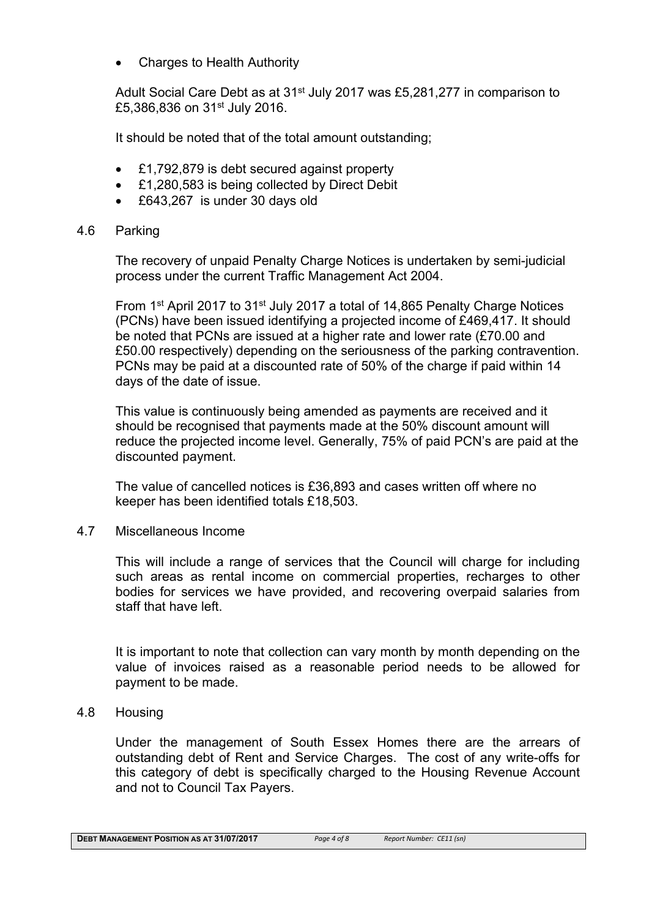- Charges to Health Authority

Adult Social Care Debt as at 31st July 2017 was £5,281,277 in comparison to £5,386,836 on 31st July 2016.

It should be noted that of the total amount outstanding;

- £1,792,879 is debt secured against property
- £1,280,583 is being collected by Direct Debit
- £643,267 is under 30 days old

## 4.6 Parking

The recovery of unpaid Penalty Charge Notices is undertaken by semi-judicial process under the current Traffic Management Act 2004.

From 1st April 2017 to 31st July 2017 a total of 14,865 Penalty Charge Notices (PCNs) have been issued identifying a projected income of £469,417. It should be noted that PCNs are issued at a higher rate and lower rate (£70.00 and £50.00 respectively) depending on the seriousness of the parking contravention. PCNs may be paid at a discounted rate of 50% of the charge if paid within 14 days of the date of issue.

This value is continuously being amended as payments are received and it should be recognised that payments made at the 50% discount amount will reduce the projected income level. Generally, 75% of paid PCN's are paid at the discounted payment.

The value of cancelled notices is £36,893 and cases written off where no keeper has been identified totals £18,503.

## 4.7 Miscellaneous Income

This will include a range of services that the Council will charge for including such areas as rental income on commercial properties, recharges to other bodies for services we have provided, and recovering overpaid salaries from staff that have left.

It is important to note that collection can vary month by month depending on the value of invoices raised as a reasonable period needs to be allowed for payment to be made.

## 4.8 Housing

Under the management of South Essex Homes there are the arrears of outstanding debt of Rent and Service Charges. The cost of any write-offs for this category of debt is specifically charged to the Housing Revenue Account and not to Council Tax Payers.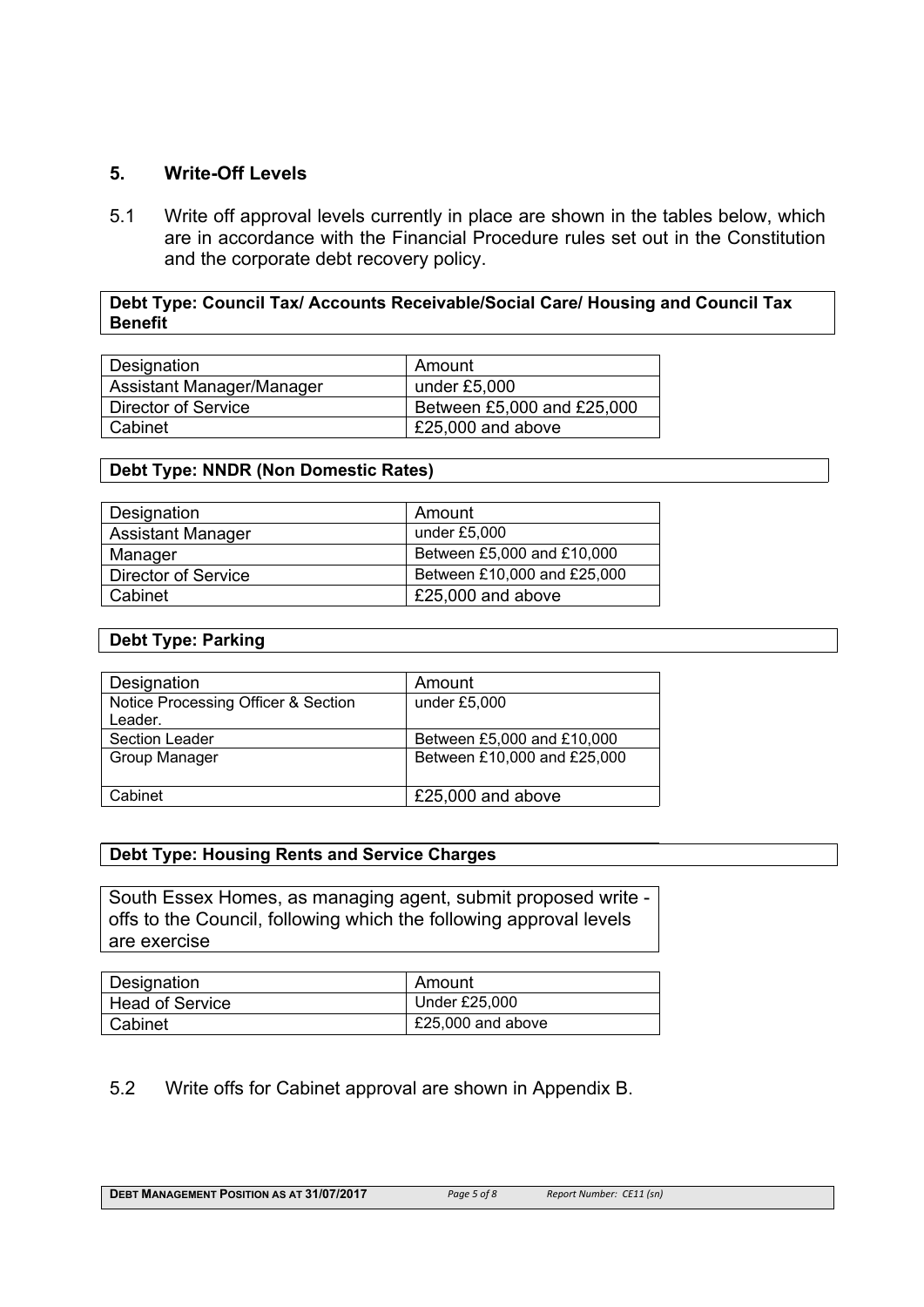## 5. Write-Off Levels

5.1 Write off approval levels currently in place are shown in the tables below, which are in accordance with the Financial Procedure rules set out in the Constitution and the corporate debt recovery policy.

**Debt Type: Council Tax/ Accounts Receivable/Social Care/ Housing and Council Tax Benefit**

| Designation | Amount |
|---|---|
| Assistant Manager/Manager | under £5,000 |
| Director of Service | Between £5,000 and £25,000 |
| Cabinet | £25,000 and above |

**Debt Type: NNDR (Non Domestic Rates)**

| Designation | Amount |
|---|---|
| Assistant Manager | under £5,000 |
| Manager | Between £5,000 and £10,000 |
| Director of Service | Between £10,000 and £25,000 |
| Cabinet | £25,000 and above |

**Debt Type: Parking**

| Designation | Amount |
|---|---|
| Notice Processing Officer & Section Leader. | under £5,000 |
| Section Leader | Between £5,000 and £10,000 |
| Group Manager | Between £10,000 and £25,000 |
| Cabinet | £25,000 and above |

**Debt Type: Housing Rents and Service Charges**

South Essex Homes, as managing agent, submit proposed write - offs to the Council, following which the following approval levels are exercise

| Designation | Amount |
|---|---|
| Head of Service | Under £25,000 |
| Cabinet | £25,000 and above |

5.2 Write offs for Cabinet approval are shown in Appendix B.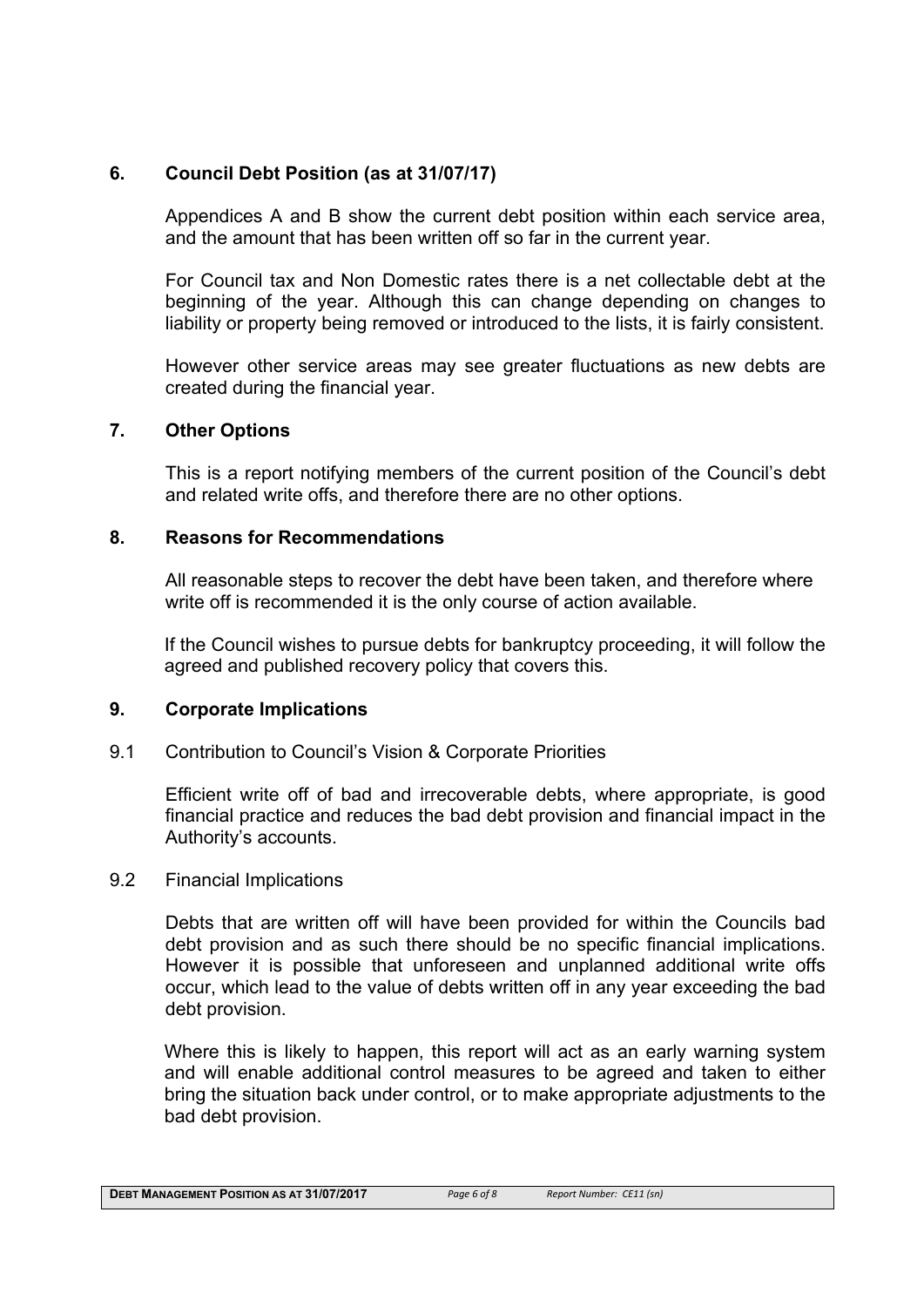## 6. Council Debt Position (as at 31/07/17)

Appendices A and B show the current debt position within each service area, and the amount that has been written off so far in the current year.

For Council tax and Non Domestic rates there is a net collectable debt at the beginning of the year. Although this can change depending on changes to liability or property being removed or introduced to the lists, it is fairly consistent.

However other service areas may see greater fluctuations as new debts are created during the financial year.

## 7. Other Options

This is a report notifying members of the current position of the Council's debt and related write offs, and therefore there are no other options.

## 8. Reasons for Recommendations

All reasonable steps to recover the debt have been taken, and therefore where write off is recommended it is the only course of action available.

If the Council wishes to pursue debts for bankruptcy proceeding, it will follow the agreed and published recovery policy that covers this.

## 9. Corporate Implications

### 9.1 Contribution to Council's Vision & Corporate Priorities

Efficient write off of bad and irrecoverable debts, where appropriate, is good financial practice and reduces the bad debt provision and financial impact in the Authority's accounts.

### 9.2 Financial Implications

Debts that are written off will have been provided for within the Councils bad debt provision and as such there should be no specific financial implications. However it is possible that unforeseen and unplanned additional write offs occur, which lead to the value of debts written off in any year exceeding the bad debt provision.

Where this is likely to happen, this report will act as an early warning system and will enable additional control measures to be agreed and taken to either bring the situation back under control, or to make appropriate adjustments to the bad debt provision.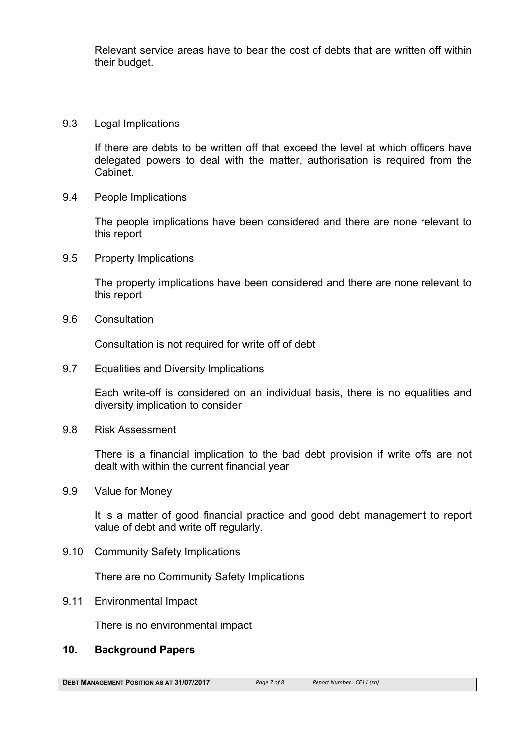Relevant service areas have to bear the cost of debts that are written off within their budget.

9.3 Legal Implications

If there are debts to be written off that exceed the level at which officers have delegated powers to deal with the matter, authorisation is required from the Cabinet.

9.4 People Implications

The people implications have been considered and there are none relevant to this report

9.5 Property Implications

The property implications have been considered and there are none relevant to this report

9.6 Consultation

Consultation is not required for write off of debt

9.7 Equalities and Diversity Implications

Each write-off is considered on an individual basis, there is no equalities and diversity implication to consider

9.8 Risk Assessment

There is a financial implication to the bad debt provision if write offs are not dealt with within the current financial year

9.9 Value for Money

It is a matter of good financial practice and good debt management to report value of debt and write off regularly.

9.10 Community Safety Implications

There are no Community Safety Implications

9.11 Environmental Impact

There is no environmental impact

## 10. Background Papers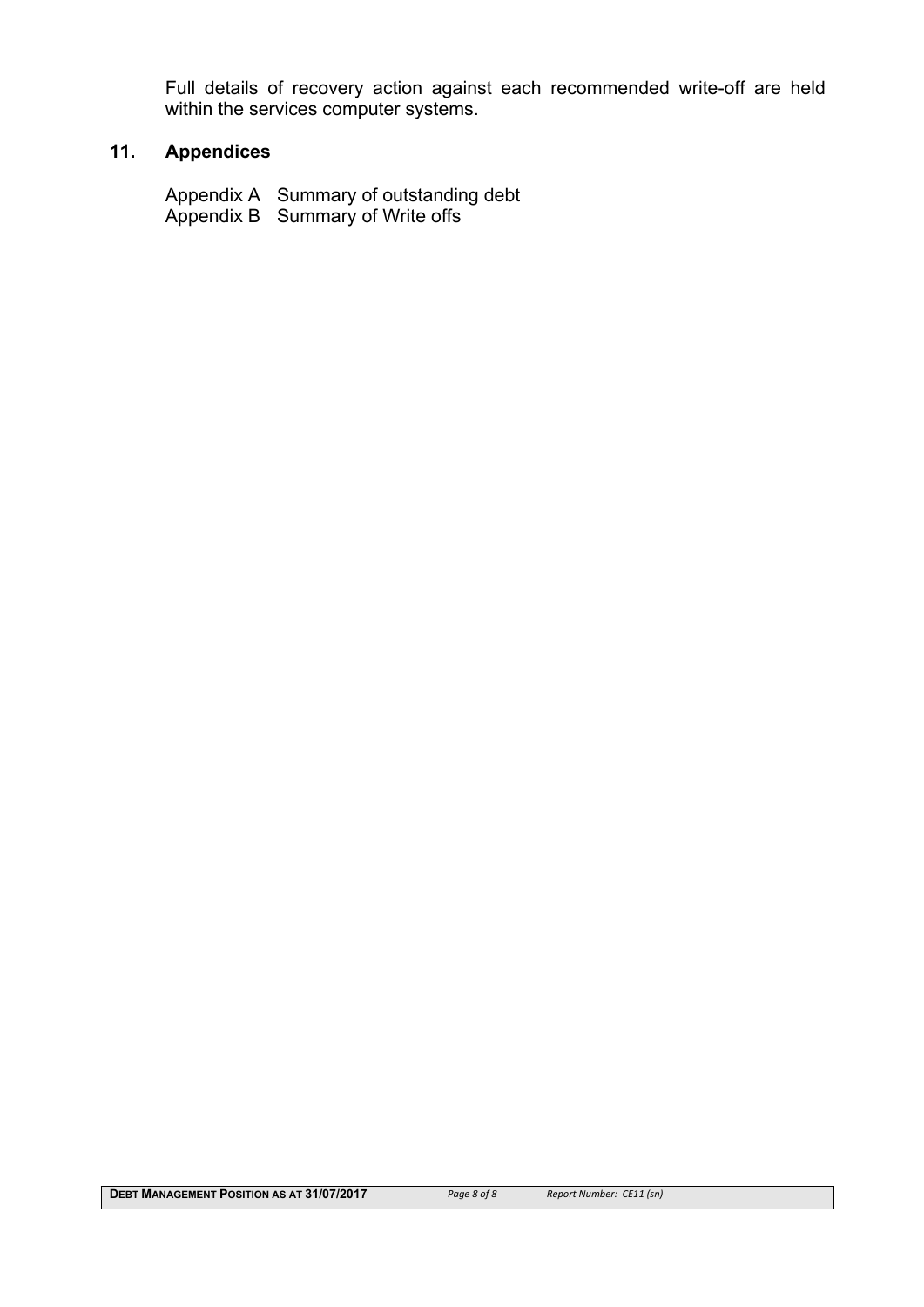Full details of recovery action against each recommended write-off are held within the services computer systems.

## 11. Appendices

Appendix A Summary of outstanding debt
Appendix B Summary of Write offs